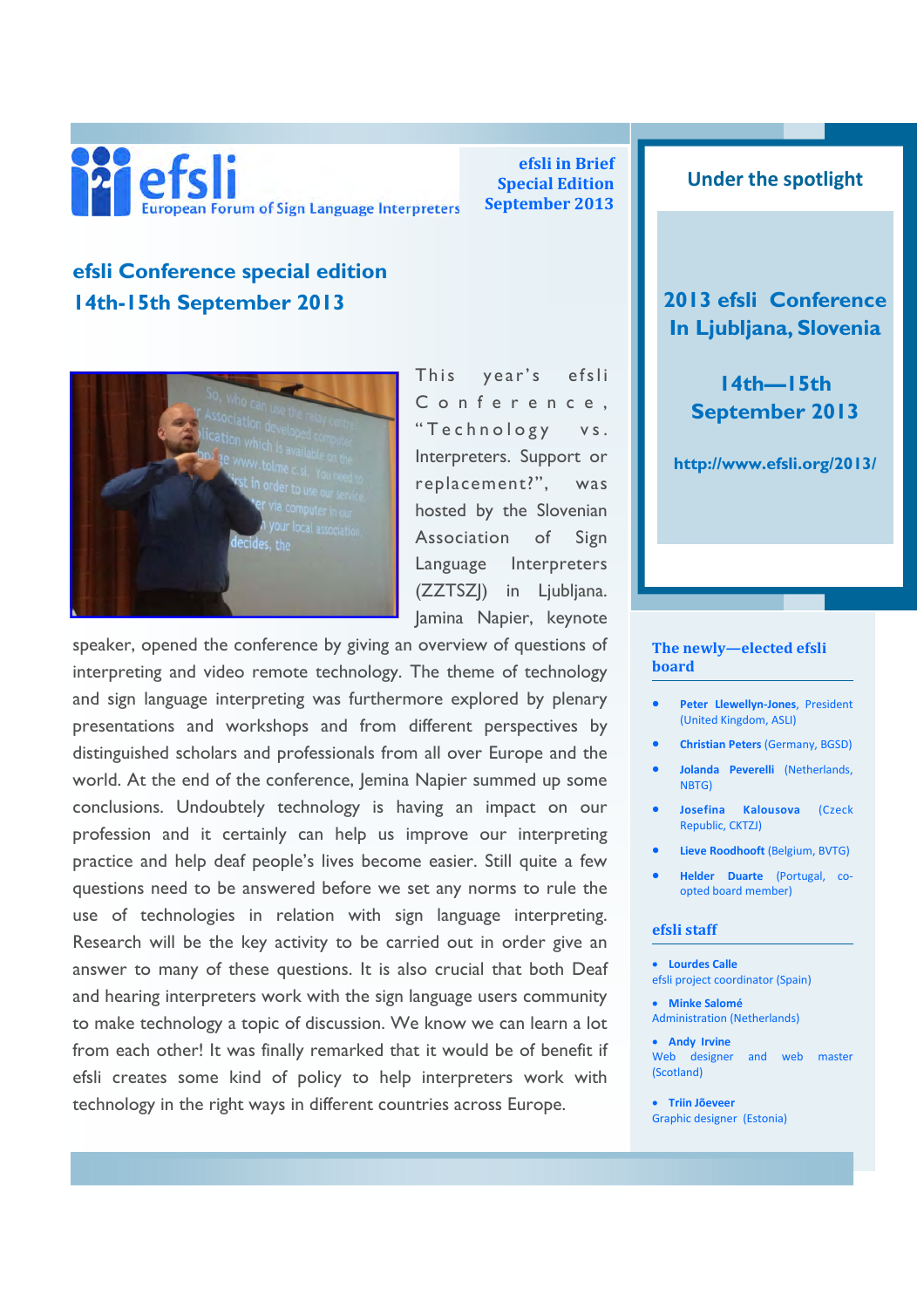efsli
European Forum of Sign Language Interpreters

**efsli in Brief**
**Special Edition**
**September 2013**

## efsli Conference special edition
## 14th-15th September 2013

This year's efsli Conference, "Technology vs. Interpreters. Support or replacement?", was hosted by the Slovenian Association of Sign Language Interpreters (ZZTSZJ) in Ljubljana. Jamina Napier, keynote speaker, opened the conference by giving an overview of questions of interpreting and video remote technology. The theme of technology and sign language interpreting was furthermore explored by plenary presentations and workshops and from different perspectives by distinguished scholars and professionals from all over Europe and the world. At the end of the conference, Jemina Napier summed up some conclusions. Undoubtely technology is having an impact on our profession and it certainly can help us improve our interpreting practice and help deaf people's lives become easier. Still quite a few questions need to be answered before we set any norms to rule the use of technologies in relation with sign language interpreting. Research will be the key activity to be carried out in order give an answer to many of these questions. It is also crucial that both Deaf and hearing interpreters work with the sign language users community to make technology a topic of discussion. We know we can learn a lot from each other! It was finally remarked that it would be of benefit if efsli creates some kind of policy to help interpreters work with technology in the right ways in different countries across Europe.

## Under the spotlight

**2013 efsli Conference In Ljubljana, Slovenia**

**14th—15th September 2013**

**http://www.efsli.org/2013/**

### The newly—elected efsli board

- **Peter Llewellyn-Jones**, President (United Kingdom, ASLI)
- **Christian Peters** (Germany, BGSD)
- **Jolanda Peverelli** (Netherlands, NBTG)
- **Josefina Kalousova** (Czeck Republic, CKTZJ)
- **Lieve Roodhooft** (Belgium, BVTG)
- **Helder Duarte** (Portugal, co-opted board member)

### efsli staff

- **Lourdes Calle**
  efsli project coordinator (Spain)
- **Minke Salomé**
  Administration (Netherlands)
- **Andy Irvine**
  Web designer and web master (Scotland)
- **Triin Jõeveer**
  Graphic designer (Estonia)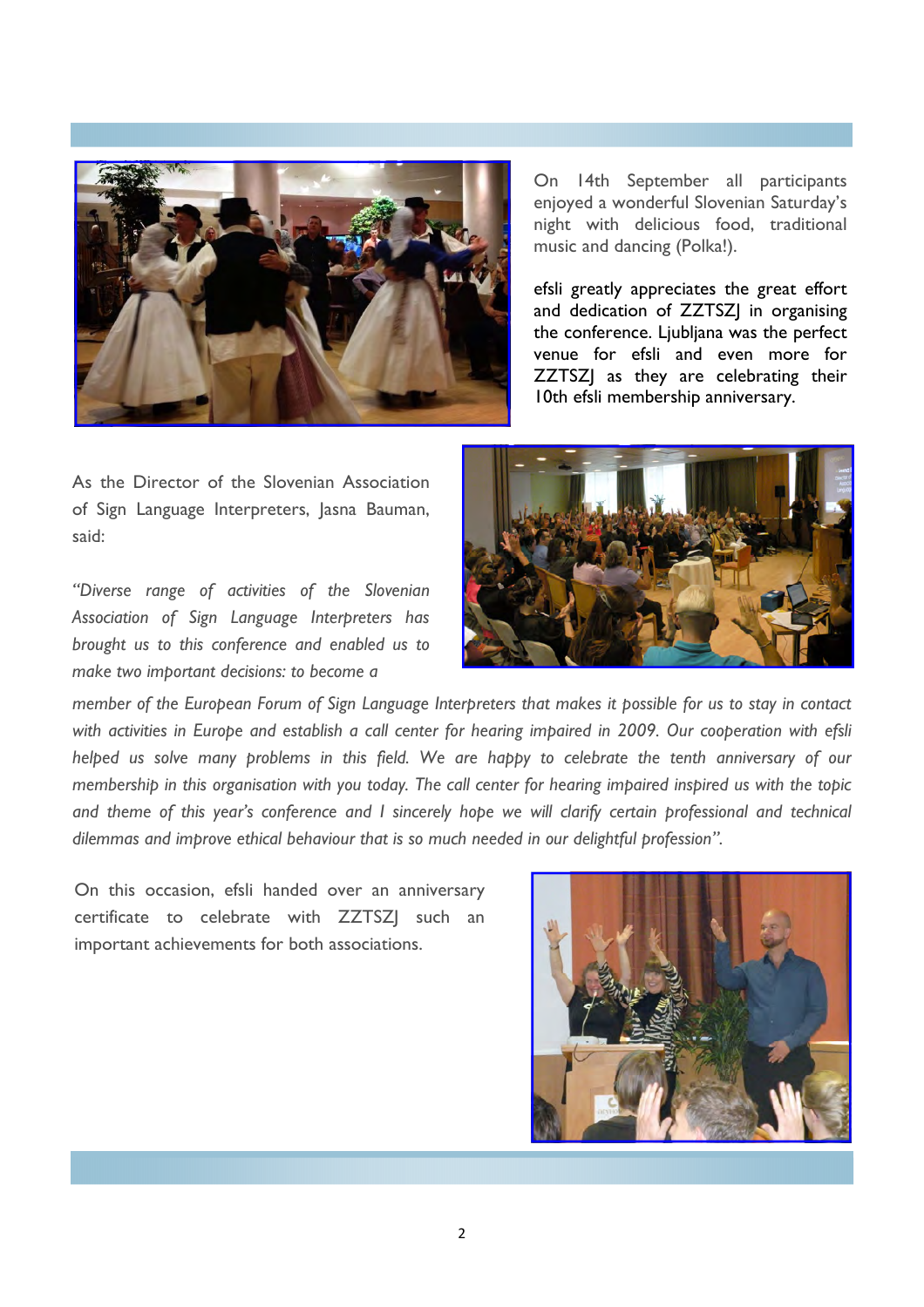On 14th September all participants enjoyed a wonderful Slovenian Saturday's night with delicious food, traditional music and dancing (Polka!).

efsli greatly appreciates the great effort and dedication of ZZTSZJ in organising the conference. Ljubljana was the perfect venue for efsli and even more for ZZTSZJ as they are celebrating their 10th efsli membership anniversary.

As the Director of the Slovenian Association of Sign Language Interpreters, Jasna Bauman, said:

*"Diverse range of activities of the Slovenian Association of Sign Language Interpreters has brought us to this conference and enabled us to make two important decisions: to become a member of the European Forum of Sign Language Interpreters that makes it possible for us to stay in contact with activities in Europe and establish a call center for hearing impaired in 2009. Our cooperation with efsli helped us solve many problems in this field. We are happy to celebrate the tenth anniversary of our membership in this organisation with you today. The call center for hearing impaired inspired us with the topic and theme of this year's conference and I sincerely hope we will clarify certain professional and technical dilemmas and improve ethical behaviour that is so much needed in our delightful profession".*

On this occasion, efsli handed over an anniversary certificate to celebrate with ZZTSZJ such an important achievements for both associations.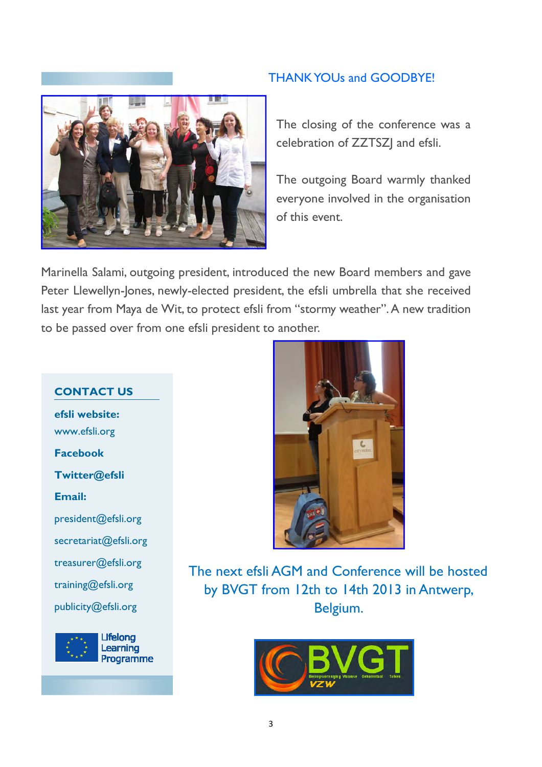## THANK YOUs and GOODBYE!

The closing of the conference was a celebration of ZZTSZJ and efsli.

The outgoing Board warmly thanked everyone involved in the organisation of this event.

Marinella Salami, outgoing president, introduced the new Board members and gave Peter Llewellyn-Jones, newly-elected president, the efsli umbrella that she received last year from Maya de Wit, to protect efsli from "stormy weather". A new tradition to be passed over from one efsli president to another.

### CONTACT US

**efsli website:**

www.efsli.org

**Facebook**

**Twitter@efsli**

**Email:**

president@efsli.org

secretariat@efsli.org

treasurer@efsli.org

training@efsli.org

publicity@efsli.org

Lifelong Learning Programme

The next efsli AGM and Conference will be hosted by BVGT from 12th to 14th 2013 in Antwerp, Belgium.

BVGT
Beroepsvereniging Vlaamse Gebarentaal Tolken
VZW